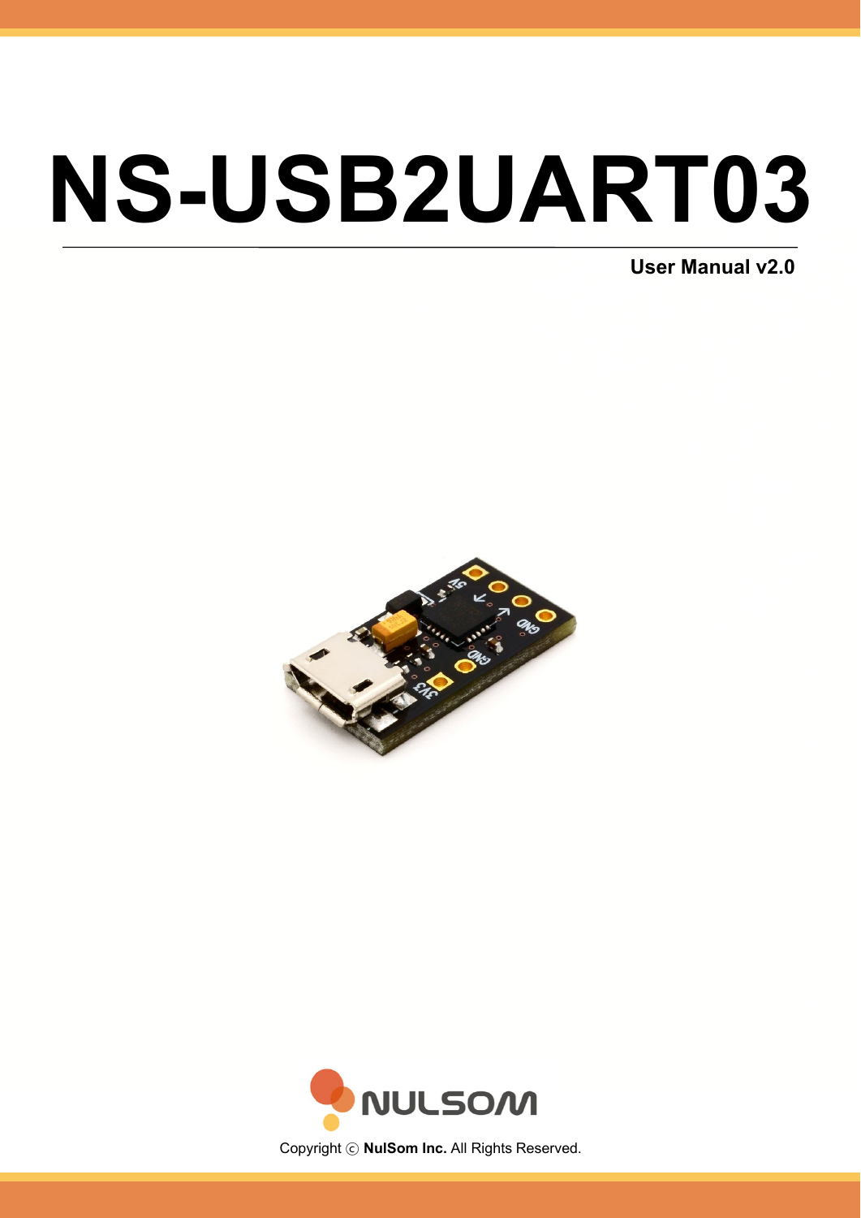# NS-USB2UART03

**User Manual v2.0**

Copyright ⓒ **NulSom Inc.** All Rights Reserved.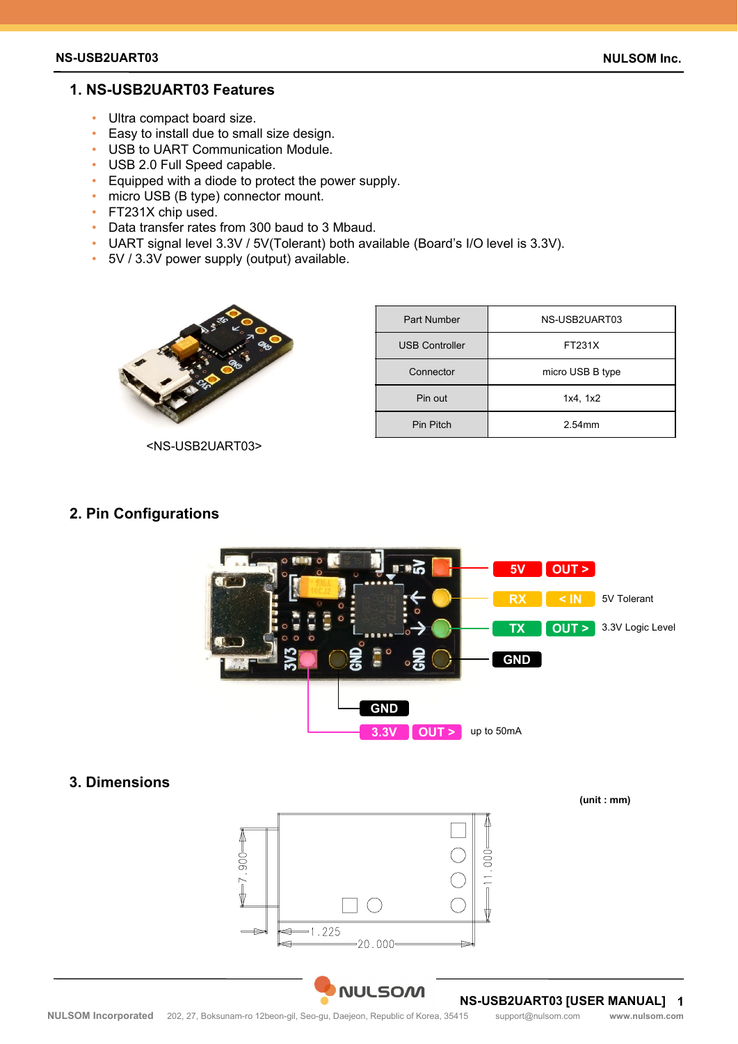## 1. NS-USB2UART03 Features

- Ultra compact board size.
- Easy to install due to small size design.
- USB to UART Communication Module.
- USB 2.0 Full Speed capable.
- Equipped with a diode to protect the power supply.
- micro USB (B type) connector mount.
- FT231X chip used.
- Data transfer rates from 300 baud to 3 Mbaud.
- UART signal level 3.3V / 5V(Tolerant) both available (Board's I/O level is 3.3V).
- 5V / 3.3V power supply (output) available.

<NS-USB2UART03>

| Part Number | NS-USB2UART03 |
|---|---|
| USB Controller | FT231X |
| Connector | micro USB B type |
| Pin out | 1x4, 1x2 |
| Pin Pitch | 2.54mm |

## 2. Pin Configurations

| Pin | Direction | Note |
|---|---|---|
| 5V | OUT > | |
| RX | < IN | 5V Tolerant |
| TX | OUT > | 3.3V Logic Level |
| GND | | |
| GND | | |
| 3.3V | OUT > | up to 50mA |

## 3. Dimensions

(unit : mm)

7.900, 11.000, 1.225, 20.000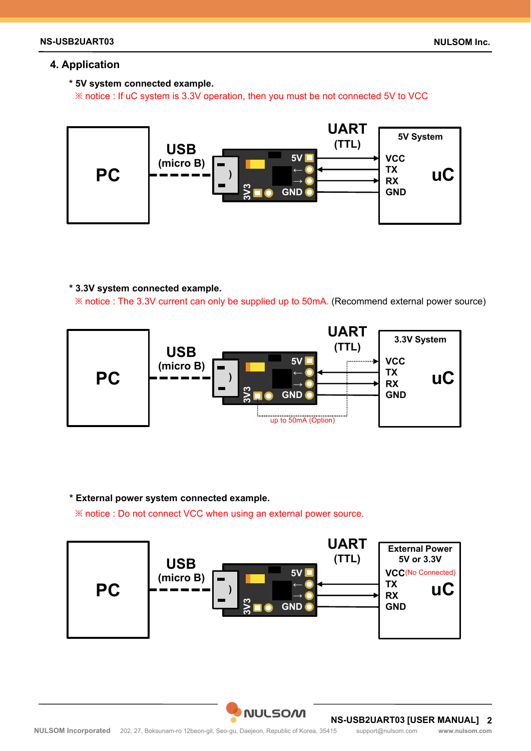## 4. Application

**\* 5V system connected example.**

※ notice : If uC system is 3.3V operation, then you must be not connected 5V to VCC

PC — USB (micro B) — UART (TTL) — 5V System uC

5V → VCC, ← TX, → RX, GND — GND

**\* 3.3V system connected example.**

※ notice : The 3.3V current can only be supplied up to 50mA. (Recommend external power source)

PC — USB (micro B) — UART (TTL) — 3.3V System uC

3V3 → VCC (up to 50mA (Option)), ← TX, → RX, GND — GND

**\* External power system connected example.**

※ notice : Do not connect VCC when using an external power source.

PC — USB (micro B) — UART (TTL) — External Power 5V or 3.3V uC

VCC(No Connected), ← TX, → RX, GND — GND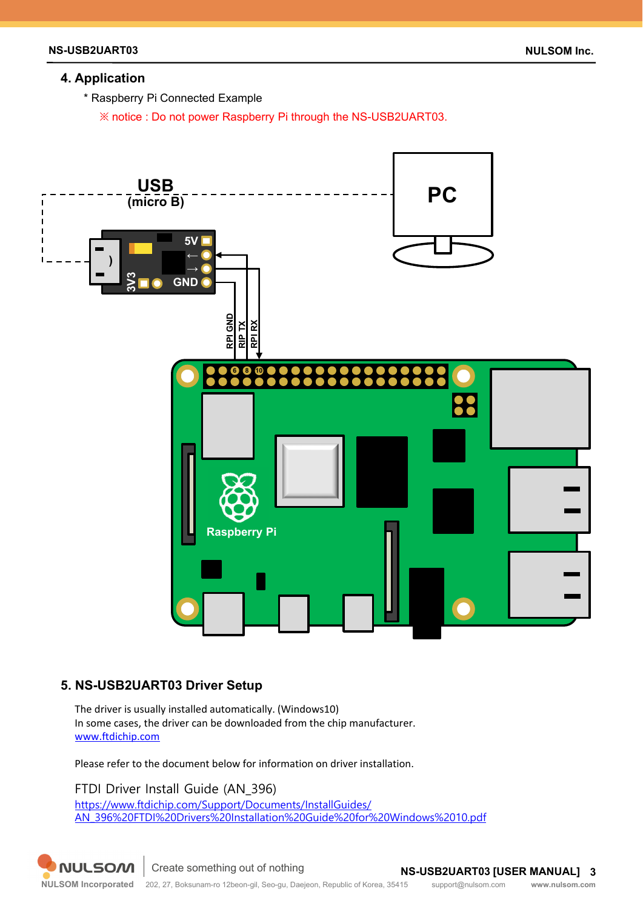## 4. Application

* Raspberry Pi Connected Example

※ notice : Do not power Raspberry Pi through the NS-USB2UART03.

USB
(micro B)

PC

5V
←
→
3V3
GND

RPI GND
RIP TX
RPI RX

6 8 10

Raspberry Pi

## 5. NS-USB2UART03 Driver Setup

The driver is usually installed automatically. (Windows10)
In some cases, the driver can be downloaded from the chip manufacturer.
[www.ftdichip.com](http://www.ftdichip.com)

Please refer to the document below for information on driver installation.

FTDI Driver Install Guide (AN_396)
[https://www.ftdichip.com/Support/Documents/InstallGuides/AN_396%20FTDI%20Drivers%20Installation%20Guide%20for%20Windows%2010.pdf](https://www.ftdichip.com/Support/Documents/InstallGuides/AN_396%20FTDI%20Drivers%20Installation%20Guide%20for%20Windows%2010.pdf)